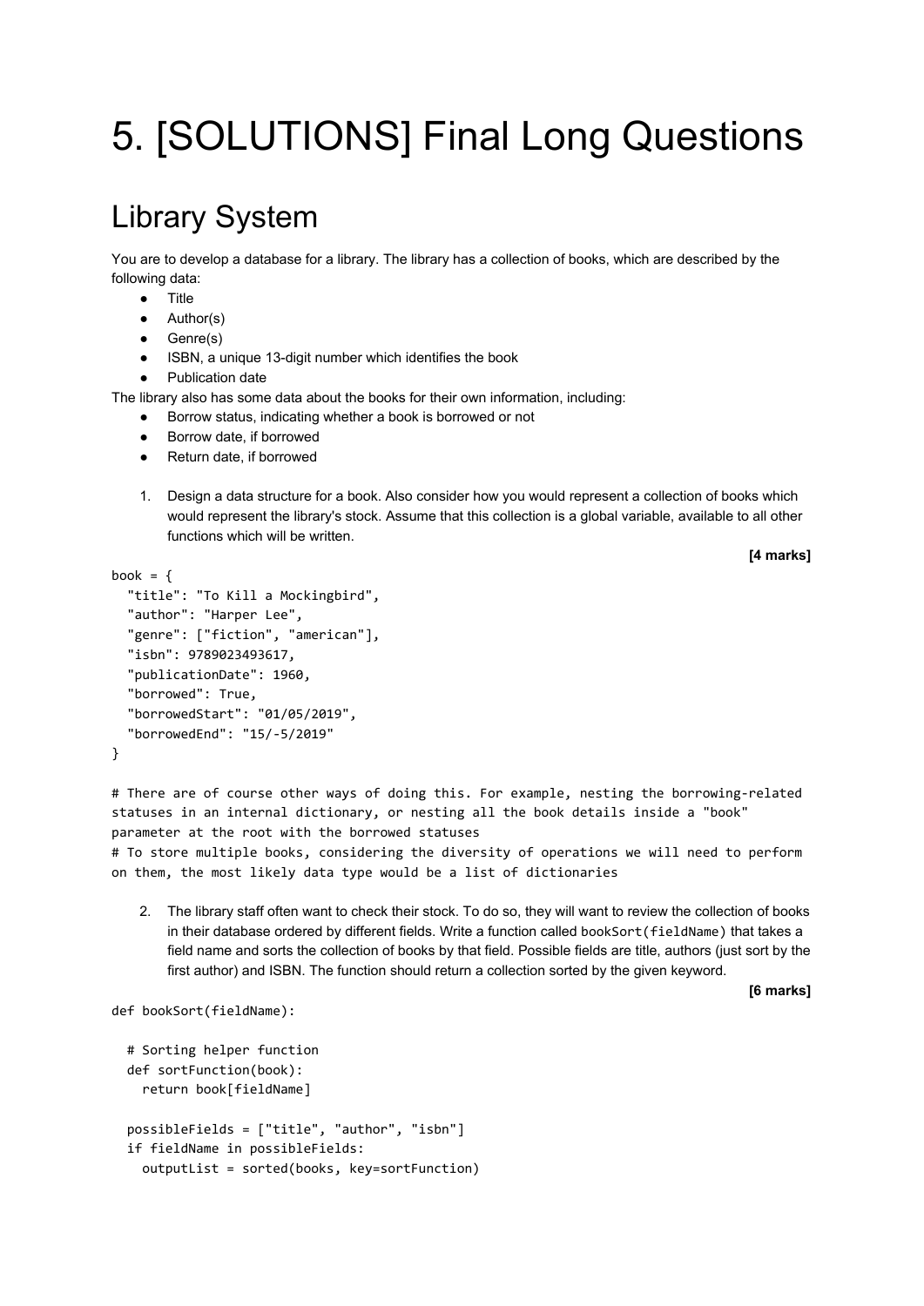# 5. [SOLUTIONS] Final Long Questions

## Library System

You are to develop a database for a library. The library has a collection of books, which are described by the following data:

- Title
- Author(s)
- Genre(s)
- ISBN, a unique 13-digit number which identifies the book
- Publication date

The library also has some data about the books for their own information, including:

- Borrow status, indicating whether a book is borrowed or not
- Borrow date, if borrowed
- Return date, if borrowed

1. Design a data structure for a book. Also consider how you would represent a collection of books which would represent the library's stock. Assume that this collection is a global variable, available to all other functions which will be written.

**[4 marks]**

```
book = {
  "title": "To Kill a Mockingbird",
  "author": "Harper Lee",
  "genre": ["fiction", "american"],
  "isbn": 9789023493617,
  "publicationDate": 1960,
  "borrowed": True,
  "borrowedStart": "01/05/2019",
  "borrowedEnd": "15/-5/2019"
}

# There are of course other ways of doing this. For example, nesting the borrowing-related statuses in an internal dictionary, or nesting all the book details inside a "book" parameter at the root with the borrowed statuses
# To store multiple books, considering the diversity of operations we will need to perform on them, the most likely data type would be a list of dictionaries
```

2. The library staff often want to check their stock. To do so, they will want to review the collection of books in their database ordered by different fields. Write a function called `bookSort(fieldName)` that takes a field name and sorts the collection of books by that field. Possible fields are title, authors (just sort by the first author) and ISBN. The function should return a collection sorted by the given keyword.

**[6 marks]**

```
def bookSort(fieldName):

  # Sorting helper function
  def sortFunction(book):
    return book[fieldName]

  possibleFields = ["title", "author", "isbn"]
  if fieldName in possibleFields:
    outputList = sorted(books, key=sortFunction)
```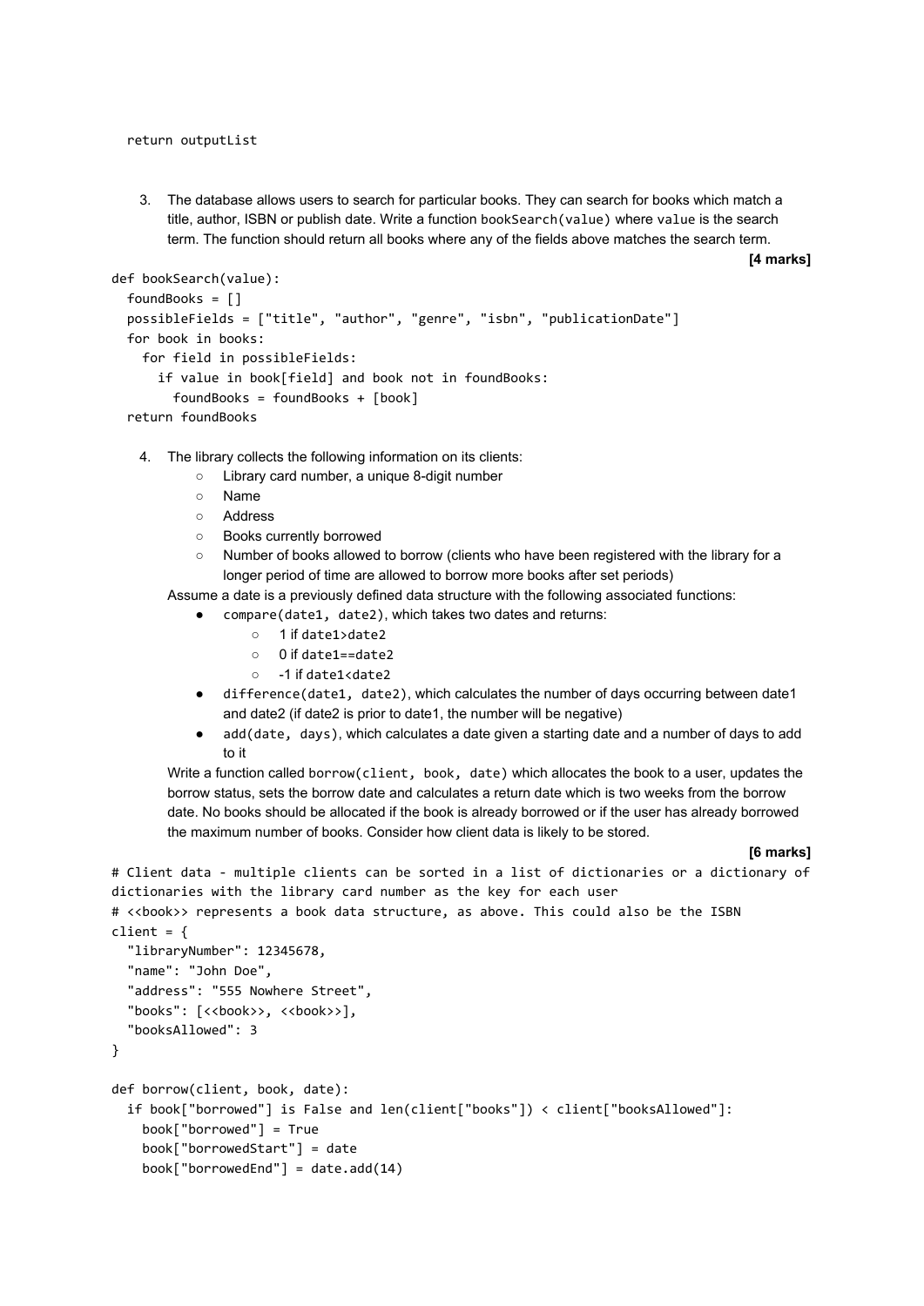```
  return outputList
```

3. The database allows users to search for particular books. They can search for books which match a title, author, ISBN or publish date. Write a function `bookSearch(value)` where `value` is the search term. The function should return all books where any of the fields above matches the search term.

**[4 marks]**

```
def bookSearch(value):
  foundBooks = []
  possibleFields = ["title", "author", "genre", "isbn", "publicationDate"]
  for book in books:
    for field in possibleFields:
      if value in book[field] and book not in foundBooks:
        foundBooks = foundBooks + [book]
  return foundBooks
```

4. The library collects the following information on its clients:
   - Library card number, a unique 8-digit number
   - Name
   - Address
   - Books currently borrowed
   - Number of books allowed to borrow (clients who have been registered with the library for a longer period of time are allowed to borrow more books after set periods)

   Assume a date is a previously defined data structure with the following associated functions:
   - `compare(date1, date2)`, which takes two dates and returns:
     - 1 if `date1>date2`
     - 0 if `date1==date2`
     - -1 if `date1<date2`
   - `difference(date1, date2)`, which calculates the number of days occurring between date1 and date2 (if date2 is prior to date1, the number will be negative)
   - `add(date, days)`, which calculates a date given a starting date and a number of days to add to it

   Write a function called `borrow(client, book, date)` which allocates the book to a user, updates the borrow status, sets the borrow date and calculates a return date which is two weeks from the borrow date. No books should be allocated if the book is already borrowed or if the user has already borrowed the maximum number of books. Consider how client data is likely to be stored.

**[6 marks]**

```
# Client data - multiple clients can be sorted in a list of dictionaries or a dictionary of dictionaries with the library card number as the key for each user
# <<book>> represents a book data structure, as above. This could also be the ISBN
client = {
  "libraryNumber": 12345678,
  "name": "John Doe",
  "address": "555 Nowhere Street",
  "books": [<<book>>, <<book>>],
  "booksAllowed": 3
}

def borrow(client, book, date):
  if book["borrowed"] is False and len(client["books"]) < client["booksAllowed"]:
    book["borrowed"] = True
    book["borrowedStart"] = date
    book["borrowedEnd"] = date.add(14)
```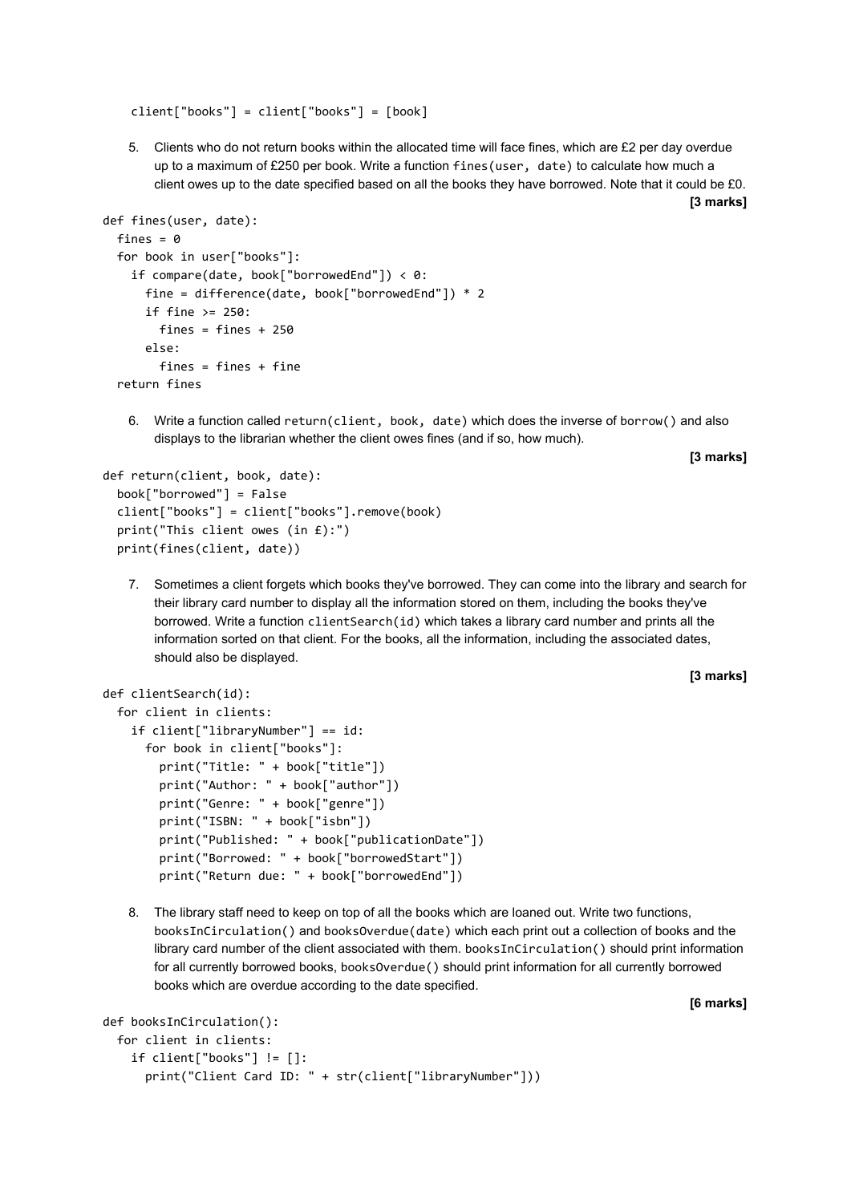```
client["books"] = client["books"] = [book]
```

5. Clients who do not return books within the allocated time will face fines, which are £2 per day overdue up to a maximum of £250 per book. Write a function `fines(user, date)` to calculate how much a client owes up to the date specified based on all the books they have borrowed. Note that it could be £0.

**[3 marks]**

```
def fines(user, date):
  fines = 0
  for book in user["books"]:
    if compare(date, book["borrowedEnd"]) < 0:
      fine = difference(date, book["borrowedEnd"]) * 2
      if fine >= 250:
        fines = fines + 250
      else:
        fines = fines + fine
  return fines
```

6. Write a function called `return(client, book, date)` which does the inverse of `borrow()` and also displays to the librarian whether the client owes fines (and if so, how much).

**[3 marks]**

```
def return(client, book, date):
  book["borrowed"] = False
  client["books"] = client["books"].remove(book)
  print("This client owes (in £):")
  print(fines(client, date))
```

7. Sometimes a client forgets which books they've borrowed. They can come into the library and search for their library card number to display all the information stored on them, including the books they've borrowed. Write a function `clientSearch(id)` which takes a library card number and prints all the information sorted on that client. For the books, all the information, including the associated dates, should also be displayed.

**[3 marks]**

```
def clientSearch(id):
  for client in clients:
    if client["libraryNumber"] == id:
      for book in client["books"]:
        print("Title: " + book["title"])
        print("Author: " + book["author"])
        print("Genre: " + book["genre"])
        print("ISBN: " + book["isbn"])
        print("Published: " + book["publicationDate"])
        print("Borrowed: " + book["borrowedStart"])
        print("Return due: " + book["borrowedEnd"])
```

8. The library staff need to keep on top of all the books which are loaned out. Write two functions, `booksInCirculation()` and `booksOverdue(date)` which each print out a collection of books and the library card number of the client associated with them. `booksInCirculation()` should print information for all currently borrowed books, `booksOverdue()` should print information for all currently borrowed books which are overdue according to the date specified.

**[6 marks]**

```
def booksInCirculation():
  for client in clients:
    if client["books"] != []:
      print("Client Card ID: " + str(client["libraryNumber"]))
```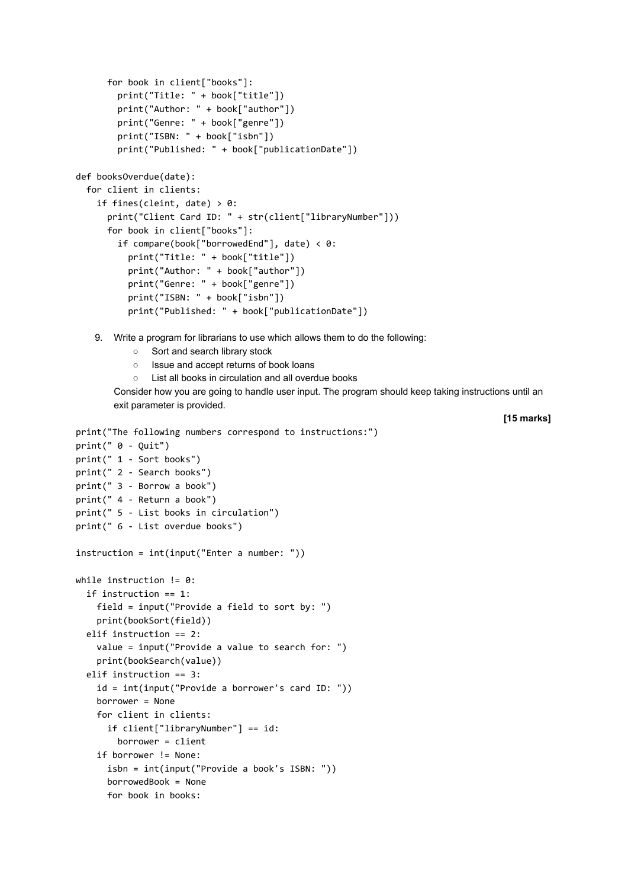```
      for book in client["books"]:
        print("Title: " + book["title"])
        print("Author: " + book["author"])
        print("Genre: " + book["genre"])
        print("ISBN: " + book["isbn"])
        print("Published: " + book["publicationDate"])

def booksOverdue(date):
  for client in clients:
    if fines(cleint, date) > 0:
      print("Client Card ID: " + str(client["libraryNumber"]))
      for book in client["books"]:
        if compare(book["borrowedEnd"], date) < 0:
          print("Title: " + book["title"])
          print("Author: " + book["author"])
          print("Genre: " + book["genre"])
          print("ISBN: " + book["isbn"])
          print("Published: " + book["publicationDate"])
```

9. Write a program for librarians to use which allows them to do the following:
    - Sort and search library stock
    - Issue and accept returns of book loans
    - List all books in circulation and all overdue books

   Consider how you are going to handle user input. The program should keep taking instructions until an exit parameter is provided.

**[15 marks]**

```
print("The following numbers correspond to instructions:")
print(" 0 - Quit")
print(" 1 - Sort books")
print(" 2 - Search books")
print(" 3 - Borrow a book")
print(" 4 - Return a book")
print(" 5 - List books in circulation")
print(" 6 - List overdue books")

instruction = int(input("Enter a number: "))

while instruction != 0:
  if instruction == 1:
    field = input("Provide a field to sort by: ")
    print(bookSort(field))
  elif instruction == 2:
    value = input("Provide a value to search for: ")
    print(bookSearch(value))
  elif instruction == 3:
    id = int(input("Provide a borrower's card ID: "))
    borrower = None
    for client in clients:
      if client["libraryNumber"] == id:
        borrower = client
    if borrower != None:
      isbn = int(input("Provide a book's ISBN: "))
      borrowedBook = None
      for book in books:
```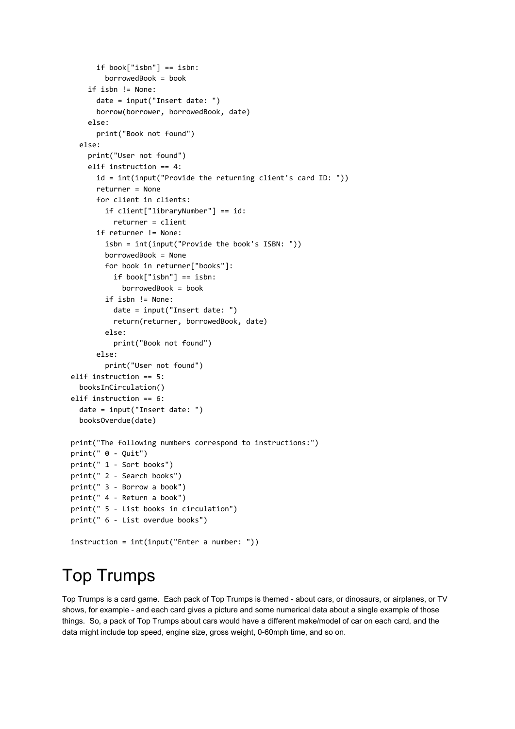```
        if book["isbn"] == isbn:
          borrowedBook = book
      if isbn != None:
        date = input("Insert date: ")
        borrow(borrower, borrowedBook, date)
      else:
        print("Book not found")
    else:
      print("User not found")
      elif instruction == 4:
        id = int(input("Provide the returning client's card ID: "))
        returner = None
        for client in clients:
          if client["libraryNumber"] == id:
            returner = client
        if returner != None:
          isbn = int(input("Provide the book's ISBN: "))
          borrowedBook = None
          for book in returner["books"]:
            if book["isbn"] == isbn:
              borrowedBook = book
          if isbn != None:
            date = input("Insert date: ")
            return(returner, borrowedBook, date)
          else:
            print("Book not found")
        else:
          print("User not found")
  elif instruction == 5:
    booksInCirculation()
  elif instruction == 6:
    date = input("Insert date: ")
    booksOverdue(date)

  print("The following numbers correspond to instructions:")
  print(" 0 - Quit")
  print(" 1 - Sort books")
  print(" 2 - Search books")
  print(" 3 - Borrow a book")
  print(" 4 - Return a book")
  print(" 5 - List books in circulation")
  print(" 6 - List overdue books")

  instruction = int(input("Enter a number: "))
```

# Top Trumps

Top Trumps is a card game. Each pack of Top Trumps is themed - about cars, or dinosaurs, or airplanes, or TV shows, for example - and each card gives a picture and some numerical data about a single example of those things. So, a pack of Top Trumps about cars would have a different make/model of car on each card, and the data might include top speed, engine size, gross weight, 0-60mph time, and so on.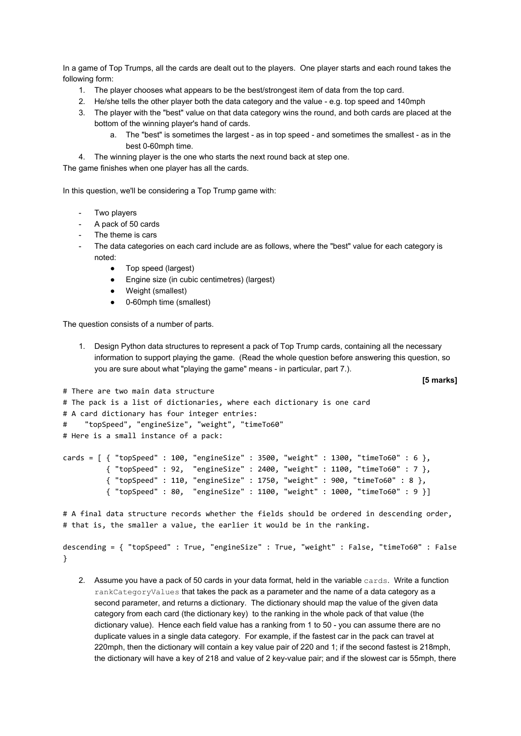In a game of Top Trumps, all the cards are dealt out to the players. One player starts and each round takes the following form:

1. The player chooses what appears to be the best/strongest item of data from the top card.
2. He/she tells the other player both the data category and the value - e.g. top speed and 140mph
3. The player with the "best" value on that data category wins the round, and both cards are placed at the bottom of the winning player's hand of cards.
   a. The "best" is sometimes the largest - as in top speed - and sometimes the smallest - as in the best 0-60mph time.
4. The winning player is the one who starts the next round back at step one.

The game finishes when one player has all the cards.

In this question, we'll be considering a Top Trump game with:

- Two players
- A pack of 50 cards
- The theme is cars
- The data categories on each card include are as follows, where the "best" value for each category is noted:
  - Top speed (largest)
  - Engine size (in cubic centimetres) (largest)
  - Weight (smallest)
  - 0-60mph time (smallest)

The question consists of a number of parts.

1. Design Python data structures to represent a pack of Top Trump cards, containing all the necessary information to support playing the game. (Read the whole question before answering this question, so you are sure about what "playing the game" means - in particular, part 7.).

**[5 marks]**

```
# There are two main data structure
# The pack is a list of dictionaries, where each dictionary is one card
# A card dictionary has four integer entries:
#    "topSpeed", "engineSize", "weight", "timeTo60"
# Here is a small instance of a pack:

cards = [ { "topSpeed" : 100, "engineSize" : 3500, "weight" : 1300, "timeTo60" : 6 },
          { "topSpeed" : 92,  "engineSize" : 2400, "weight" : 1100, "timeTo60" : 7 },
          { "topSpeed" : 110, "engineSize" : 1750, "weight" : 900, "timeTo60" : 8 },
          { "topSpeed" : 80,  "engineSize" : 1100, "weight" : 1000, "timeTo60" : 9 }]

# A final data structure records whether the fields should be ordered in descending order,
# that is, the smaller a value, the earlier it would be in the ranking.

descending = { "topSpeed" : True, "engineSize" : True, "weight" : False, "timeTo60" : False
}
```

2. Assume you have a pack of 50 cards in your data format, held in the variable `cards`. Write a function `rankCategoryValues` that takes the pack as a parameter and the name of a data category as a second parameter, and returns a dictionary. The dictionary should map the value of the given data category from each card (the dictionary key) to the ranking in the whole pack of that value (the dictionary value). Hence each field value has a ranking from 1 to 50 - you can assume there are no duplicate values in a single data category. For example, if the fastest car in the pack can travel at 220mph, then the dictionary will contain a key value pair of 220 and 1; if the second fastest is 218mph, the dictionary will have a key of 218 and value of 2 key-value pair; and if the slowest car is 55mph, there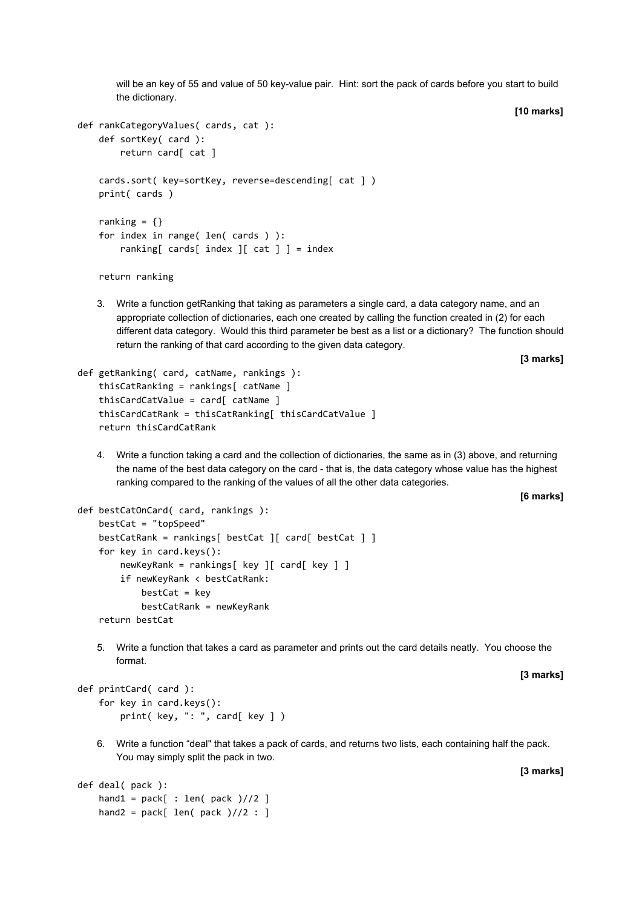will be an key of 55 and value of 50 key-value pair. Hint: sort the pack of cards before you start to build the dictionary.

**[10 marks]**

```
def rankCategoryValues( cards, cat ):
    def sortKey( card ):
        return card[ cat ]

    cards.sort( key=sortKey, reverse=descending[ cat ] )
    print( cards )

    ranking = {}
    for index in range( len( cards ) ):
        ranking[ cards[ index ][ cat ] ] = index

    return ranking
```

3. Write a function getRanking that taking as parameters a single card, a data category name, and an appropriate collection of dictionaries, each one created by calling the function created in (2) for each different data category. Would this third parameter be best as a list or a dictionary? The function should return the ranking of that card according to the given data category.

**[3 marks]**

```
def getRanking( card, catName, rankings ):
    thisCatRanking = rankings[ catName ]
    thisCardCatValue = card[ catName ]
    thisCardCatRank = thisCatRanking[ thisCardCatValue ]
    return thisCardCatRank
```

4. Write a function taking a card and the collection of dictionaries, the same as in (3) above, and returning the name of the best data category on the card - that is, the data category whose value has the highest ranking compared to the ranking of the values of all the other data categories.

**[6 marks]**

```
def bestCatOnCard( card, rankings ):
    bestCat = "topSpeed"
    bestCatRank = rankings[ bestCat ][ card[ bestCat ] ]
    for key in card.keys():
        newKeyRank = rankings[ key ][ card[ key ] ]
        if newKeyRank < bestCatRank:
            bestCat = key
            bestCatRank = newKeyRank
    return bestCat
```

5. Write a function that takes a card as parameter and prints out the card details neatly. You choose the format.

**[3 marks]**

```
def printCard( card ):
    for key in card.keys():
        print( key, ": ", card[ key ] )
```

6. Write a function “deal" that takes a pack of cards, and returns two lists, each containing half the pack. You may simply split the pack in two.

**[3 marks]**

```
def deal( pack ):
    hand1 = pack[ : len( pack )//2 ]
    hand2 = pack[ len( pack )//2 : ]
```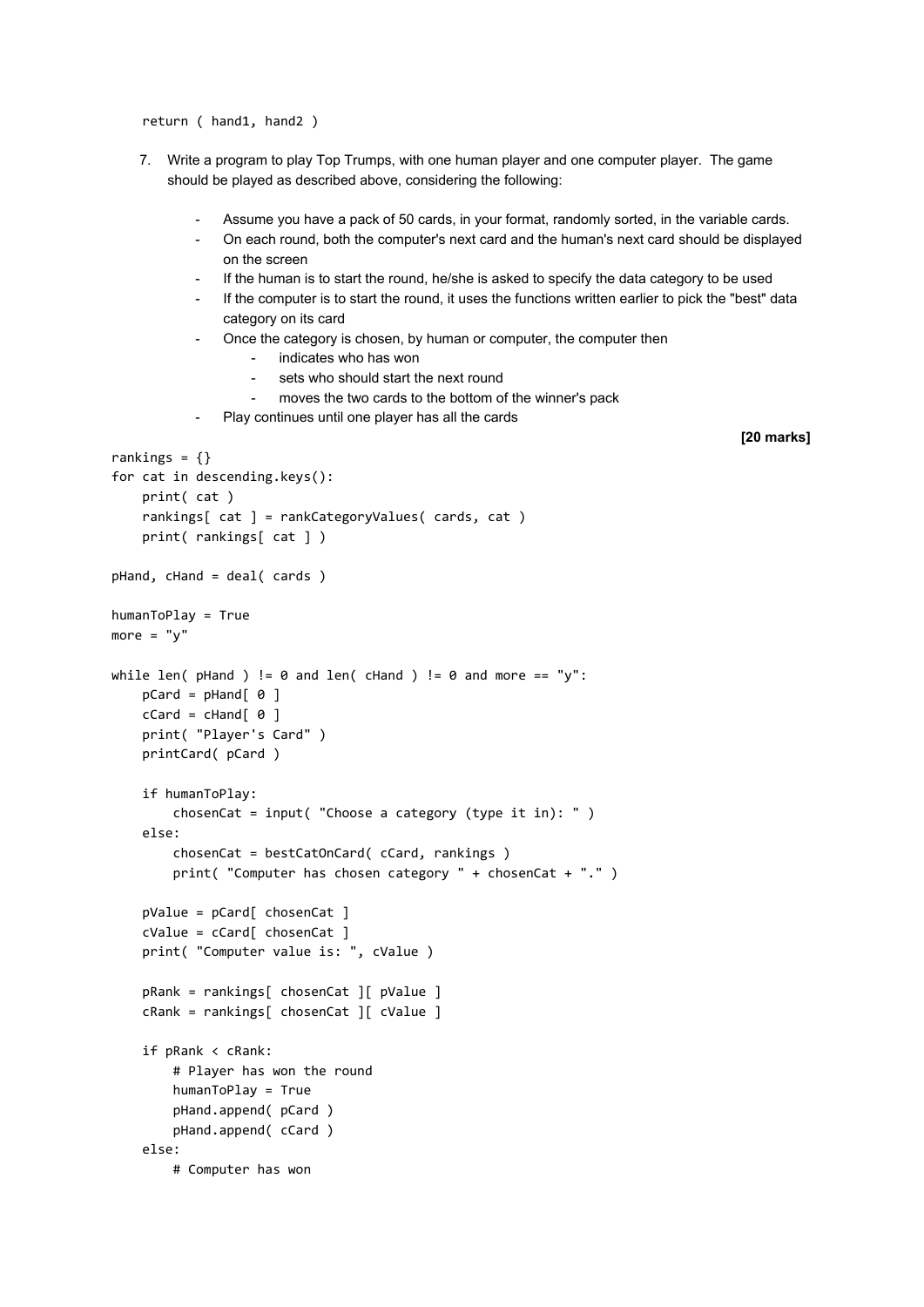```
    return ( hand1, hand2 )
```

7. Write a program to play Top Trumps, with one human player and one computer player. The game should be played as described above, considering the following:

   - Assume you have a pack of 50 cards, in your format, randomly sorted, in the variable cards.
   - On each round, both the computer's next card and the human's next card should be displayed on the screen
   - If the human is to start the round, he/she is asked to specify the data category to be used
   - If the computer is to start the round, it uses the functions written earlier to pick the "best" data category on its card
   - Once the category is chosen, by human or computer, the computer then
     - indicates who has won
     - sets who should start the next round
     - moves the two cards to the bottom of the winner's pack
   - Play continues until one player has all the cards

**[20 marks]**

```
rankings = {}
for cat in descending.keys():
    print( cat )
    rankings[ cat ] = rankCategoryValues( cards, cat )
    print( rankings[ cat ] )

pHand, cHand = deal( cards )

humanToPlay = True
more = "y"

while len( pHand ) != 0 and len( cHand ) != 0 and more == "y":
    pCard = pHand[ 0 ]
    cCard = cHand[ 0 ]
    print( "Player's Card" )
    printCard( pCard )

    if humanToPlay:
        chosenCat = input( "Choose a category (type it in): " )
    else:
        chosenCat = bestCatOnCard( cCard, rankings )
        print( "Computer has chosen category " + chosenCat + "." )

    pValue = pCard[ chosenCat ]
    cValue = cCard[ chosenCat ]
    print( "Computer value is: ", cValue )

    pRank = rankings[ chosenCat ][ pValue ]
    cRank = rankings[ chosenCat ][ cValue ]

    if pRank < cRank:
        # Player has won the round
        humanToPlay = True
        pHand.append( pCard )
        pHand.append( cCard )
    else:
        # Computer has won
```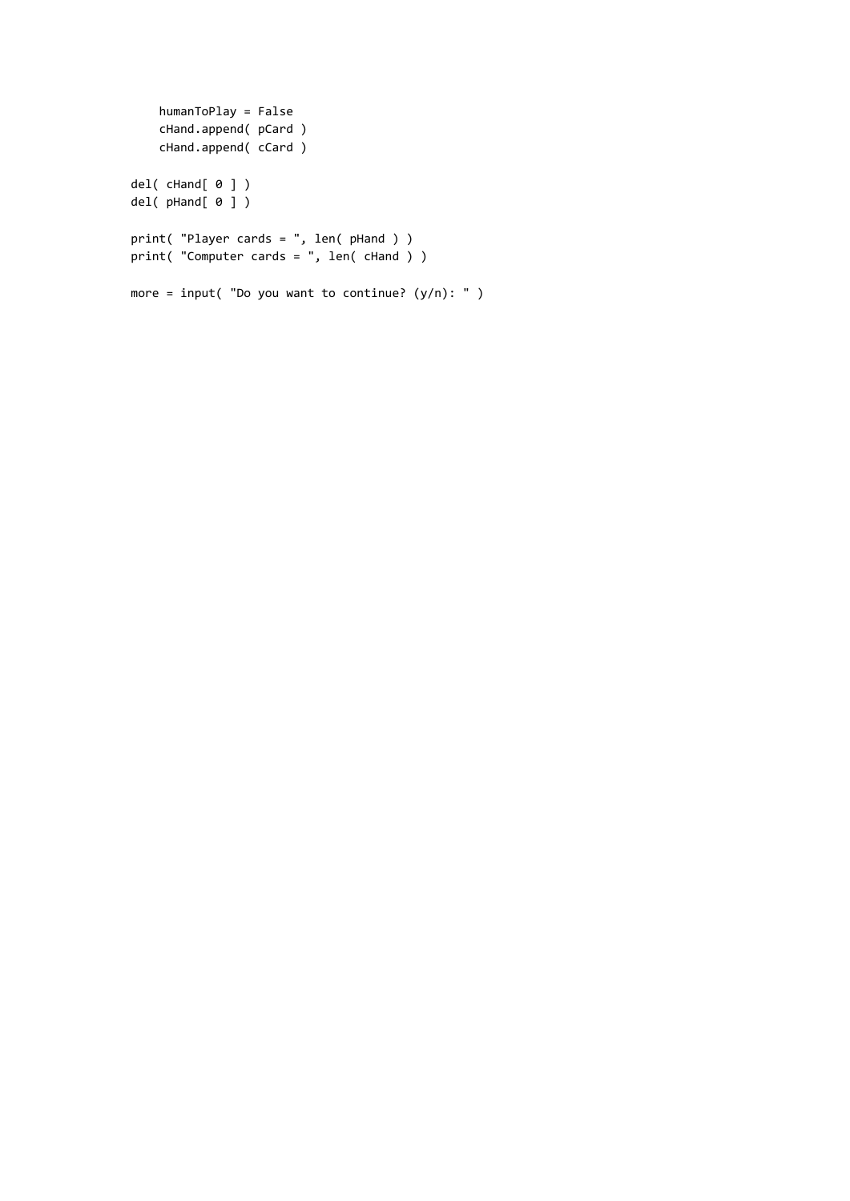```
    humanToPlay = False
    cHand.append( pCard )
    cHand.append( cCard )

del( cHand[ 0 ] )
del( pHand[ 0 ] )

print( "Player cards = ", len( pHand ) )
print( "Computer cards = ", len( cHand ) )

more = input( "Do you want to continue? (y/n): " )
```